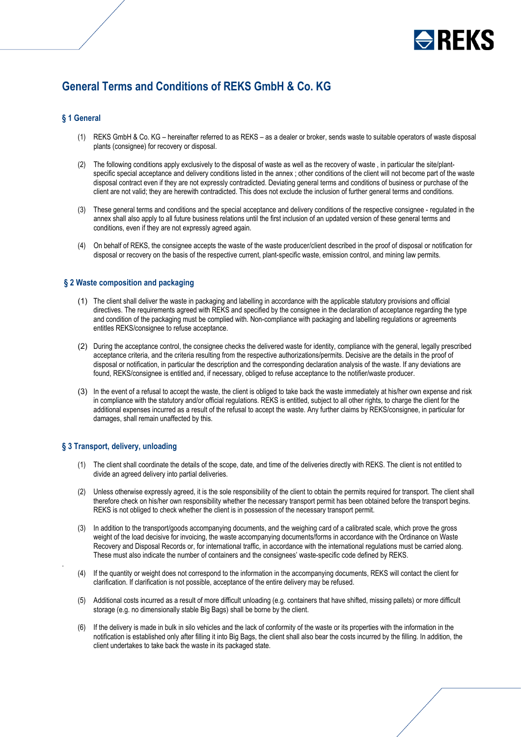# General Terms and Conditions of REKS GmbH & Co. KG

## § 1 General

(1) REKS GmbH & Co. KG – hereinafter referred to as REKS – as a dealer or broker, sends waste to suitable operators of waste disposal plants (consignee) for recovery or disposal.

(2) The following conditions apply exclusively to the disposal of waste as well as the recovery of waste , in particular the site/plant-specific special acceptance and delivery conditions listed in the annex ; other conditions of the client will not become part of the waste disposal contract even if they are not expressly contradicted. Deviating general terms and conditions of business or purchase of the client are not valid; they are herewith contradicted. This does not exclude the inclusion of further general terms and conditions.

(3) These general terms and conditions and the special acceptance and delivery conditions of the respective consignee - regulated in the annex shall also apply to all future business relations until the first inclusion of an updated version of these general terms and conditions, even if they are not expressly agreed again.

(4) On behalf of REKS, the consignee accepts the waste of the waste producer/client described in the proof of disposal or notification for disposal or recovery on the basis of the respective current, plant-specific waste, emission control, and mining law permits.

## § 2 Waste composition and packaging

(1) The client shall deliver the waste in packaging and labelling in accordance with the applicable statutory provisions and official directives. The requirements agreed with REKS and specified by the consignee in the declaration of acceptance regarding the type and condition of the packaging must be complied with. Non-compliance with packaging and labelling regulations or agreements entitles REKS/consignee to refuse acceptance.

(2) During the acceptance control, the consignee checks the delivered waste for identity, compliance with the general, legally prescribed acceptance criteria, and the criteria resulting from the respective authorizations/permits. Decisive are the details in the proof of disposal or notification, in particular the description and the corresponding declaration analysis of the waste. If any deviations are found, REKS/consignee is entitled and, if necessary, obliged to refuse acceptance to the notifier/waste producer.

(3) In the event of a refusal to accept the waste, the client is obliged to take back the waste immediately at his/her own expense and risk in compliance with the statutory and/or official regulations. REKS is entitled, subject to all other rights, to charge the client for the additional expenses incurred as a result of the refusal to accept the waste. Any further claims by REKS/consignee, in particular for damages, shall remain unaffected by this.

## § 3 Transport, delivery, unloading

(1) The client shall coordinate the details of the scope, date, and time of the deliveries directly with REKS. The client is not entitled to divide an agreed delivery into partial deliveries.

(2) Unless otherwise expressly agreed, it is the sole responsibility of the client to obtain the permits required for transport. The client shall therefore check on his/her own responsibility whether the necessary transport permit has been obtained before the transport begins. REKS is not obliged to check whether the client is in possession of the necessary transport permit.

(3) In addition to the transport/goods accompanying documents, and the weighing card of a calibrated scale, which prove the gross weight of the load decisive for invoicing, the waste accompanying documents/forms in accordance with the Ordinance on Waste Recovery and Disposal Records or, for international traffic, in accordance with the international regulations must be carried along. These must also indicate the number of containers and the consignees' waste-specific code defined by REKS.

(4) If the quantity or weight does not correspond to the information in the accompanying documents, REKS will contact the client for clarification. If clarification is not possible, acceptance of the entire delivery may be refused.

(5) Additional costs incurred as a result of more difficult unloading (e.g. containers that have shifted, missing pallets) or more difficult storage (e.g. no dimensionally stable Big Bags) shall be borne by the client.

(6) If the delivery is made in bulk in silo vehicles and the lack of conformity of the waste or its properties with the information in the notification is established only after filling it into Big Bags, the client shall also bear the costs incurred by the filling. In addition, the client undertakes to take back the waste in its packaged state.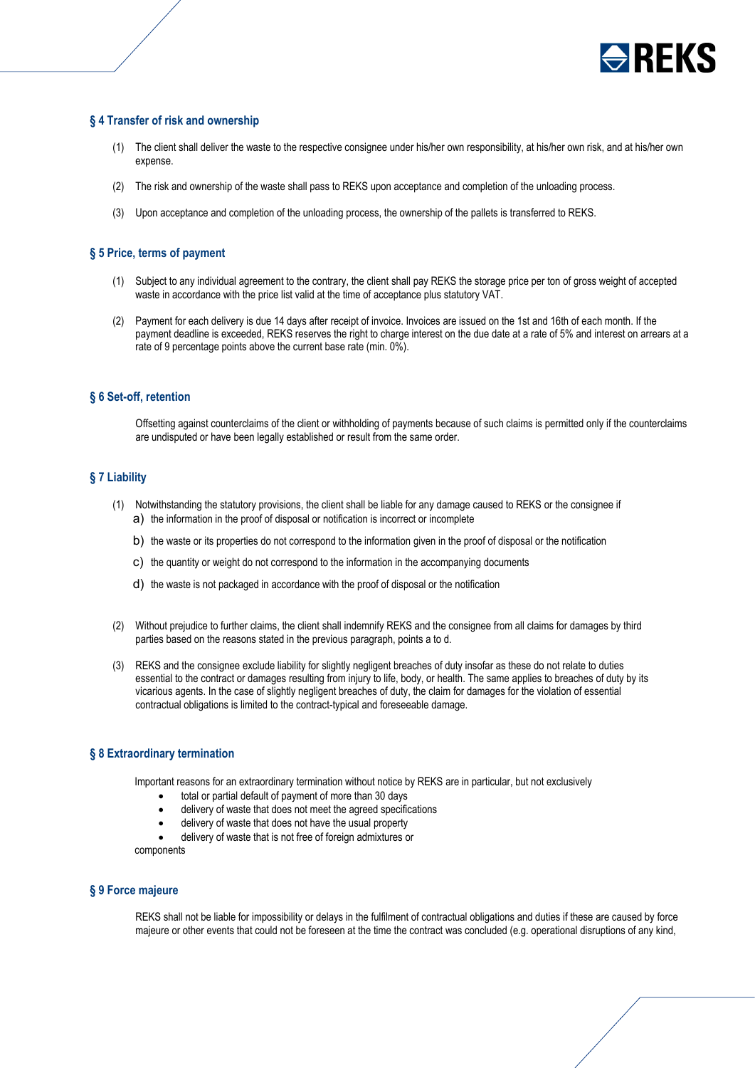## § 4 Transfer of risk and ownership

(1) The client shall deliver the waste to the respective consignee under his/her own responsibility, at his/her own risk, and at his/her own expense.

(2) The risk and ownership of the waste shall pass to REKS upon acceptance and completion of the unloading process.

(3) Upon acceptance and completion of the unloading process, the ownership of the pallets is transferred to REKS.

## § 5 Price, terms of payment

(1) Subject to any individual agreement to the contrary, the client shall pay REKS the storage price per ton of gross weight of accepted waste in accordance with the price list valid at the time of acceptance plus statutory VAT.

(2) Payment for each delivery is due 14 days after receipt of invoice. Invoices are issued on the 1st and 16th of each month. If the payment deadline is exceeded, REKS reserves the right to charge interest on the due date at a rate of 5% and interest on arrears at a rate of 9 percentage points above the current base rate (min. 0%).

## § 6 Set-off, retention

Offsetting against counterclaims of the client or withholding of payments because of such claims is permitted only if the counterclaims are undisputed or have been legally established or result from the same order.

## § 7 Liability

(1) Notwithstanding the statutory provisions, the client shall be liable for any damage caused to REKS or the consignee if

a) the information in the proof of disposal or notification is incorrect or incomplete

b) the waste or its properties do not correspond to the information given in the proof of disposal or the notification

c) the quantity or weight do not correspond to the information in the accompanying documents

d) the waste is not packaged in accordance with the proof of disposal or the notification

(2) Without prejudice to further claims, the client shall indemnify REKS and the consignee from all claims for damages by third parties based on the reasons stated in the previous paragraph, points a to d.

(3) REKS and the consignee exclude liability for slightly negligent breaches of duty insofar as these do not relate to duties essential to the contract or damages resulting from injury to life, body, or health. The same applies to breaches of duty by its vicarious agents. In the case of slightly negligent breaches of duty, the claim for damages for the violation of essential contractual obligations is limited to the contract-typical and foreseeable damage.

## § 8 Extraordinary termination

Important reasons for an extraordinary termination without notice by REKS are in particular, but not exclusively

- total or partial default of payment of more than 30 days
- delivery of waste that does not meet the agreed specifications
- delivery of waste that does not have the usual property
- delivery of waste that is not free of foreign admixtures or components

## § 9 Force majeure

REKS shall not be liable for impossibility or delays in the fulfilment of contractual obligations and duties if these are caused by force majeure or other events that could not be foreseen at the time the contract was concluded (e.g. operational disruptions of any kind,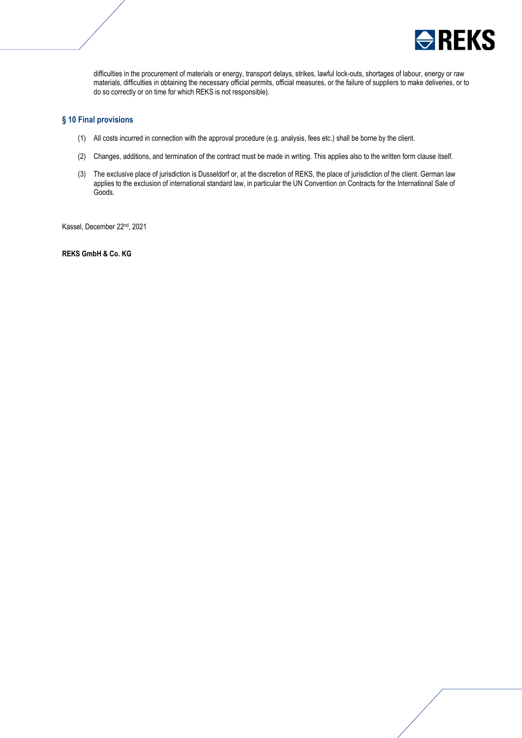difficulties in the procurement of materials or energy, transport delays, strikes, lawful lock-outs, shortages of labour, energy or raw materials, difficulties in obtaining the necessary official permits, official measures, or the failure of suppliers to make deliveries, or to do so correctly or on time for which REKS is not responsible).

## § 10 Final provisions

(1) All costs incurred in connection with the approval procedure (e.g. analysis, fees etc.) shall be borne by the client.

(2) Changes, additions, and termination of the contract must be made in writing. This applies also to the written form clause itself.

(3) The exclusive place of jurisdiction is Dusseldorf or, at the discretion of REKS, the place of jurisdiction of the client. German law applies to the exclusion of international standard law, in particular the UN Convention on Contracts for the International Sale of Goods.

Kassel, December 22nd, 2021

**REKS GmbH & Co. KG**